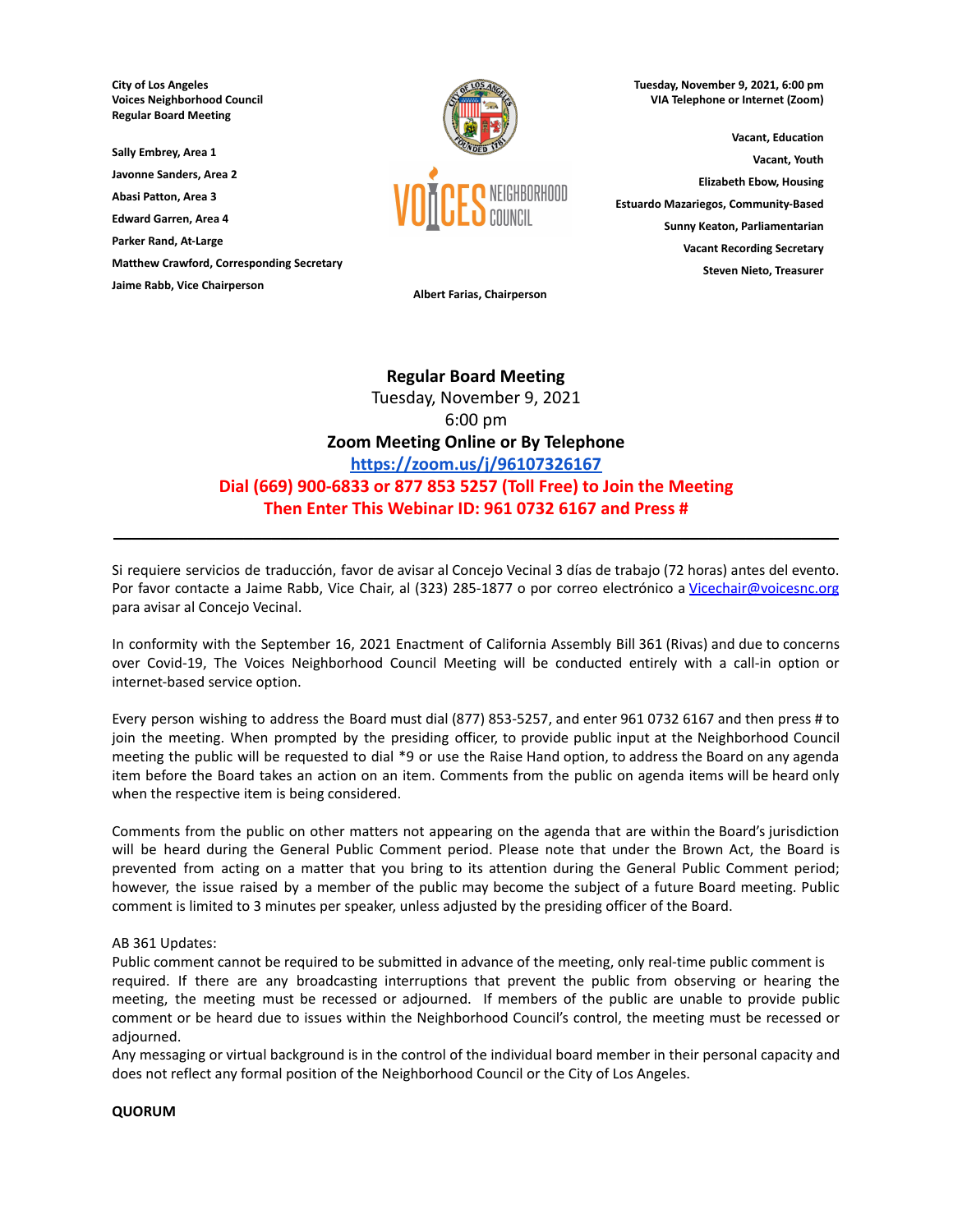**City of Los Angeles**
**Voices Neighborhood Council**
**Regular Board Meeting**

**Sally Embrey, Area 1**
**Javonne Sanders, Area 2**
**Abasi Patton, Area 3**
**Edward Garren, Area 4**
**Parker Rand, At-Large**
**Matthew Crawford, Corresponding Secretary**
**Jaime Rabb, Vice Chairperson**

**Albert Farias, Chairperson**

**Tuesday, November 9, 2021, 6:00 pm**
**VIA Telephone or Internet (Zoom)**

**Vacant, Education**
**Vacant, Youth**
**Elizabeth Ebow, Housing**
**Estuardo Mazariegos, Community-Based**
**Sunny Keaton, Parliamentarian**
**Vacant Recording Secretary**
**Steven Nieto, Treasurer**

**Regular Board Meeting**
Tuesday, November 9, 2021
6:00 pm
**Zoom Meeting Online or By Telephone**
**https://zoom.us/j/96107326167**
**Dial (669) 900-6833 or 877 853 5257 (Toll Free) to Join the Meeting**
**Then Enter This Webinar ID: 961 0732 6167 and Press #**

---

Si requiere servicios de traducción, favor de avisar al Concejo Vecinal 3 días de trabajo (72 horas) antes del evento. Por favor contacte a Jaime Rabb, Vice Chair, al (323) 285-1877 o por correo electrónico a Vicechair@voicesnc.org para avisar al Concejo Vecinal.

In conformity with the September 16, 2021 Enactment of California Assembly Bill 361 (Rivas) and due to concerns over Covid-19, The Voices Neighborhood Council Meeting will be conducted entirely with a call-in option or internet-based service option.

Every person wishing to address the Board must dial (877) 853-5257, and enter 961 0732 6167 and then press # to join the meeting. When prompted by the presiding officer, to provide public input at the Neighborhood Council meeting the public will be requested to dial *9 or use the Raise Hand option, to address the Board on any agenda item before the Board takes an action on an item. Comments from the public on agenda items will be heard only when the respective item is being considered.

Comments from the public on other matters not appearing on the agenda that are within the Board's jurisdiction will be heard during the General Public Comment period. Please note that under the Brown Act, the Board is prevented from acting on a matter that you bring to its attention during the General Public Comment period; however, the issue raised by a member of the public may become the subject of a future Board meeting. Public comment is limited to 3 minutes per speaker, unless adjusted by the presiding officer of the Board.

AB 361 Updates:
Public comment cannot be required to be submitted in advance of the meeting, only real-time public comment is required. If there are any broadcasting interruptions that prevent the public from observing or hearing the meeting, the meeting must be recessed or adjourned. If members of the public are unable to provide public comment or be heard due to issues within the Neighborhood Council's control, the meeting must be recessed or adjourned.
Any messaging or virtual background is in the control of the individual board member in their personal capacity and does not reflect any formal position of the Neighborhood Council or the City of Los Angeles.

**QUORUM**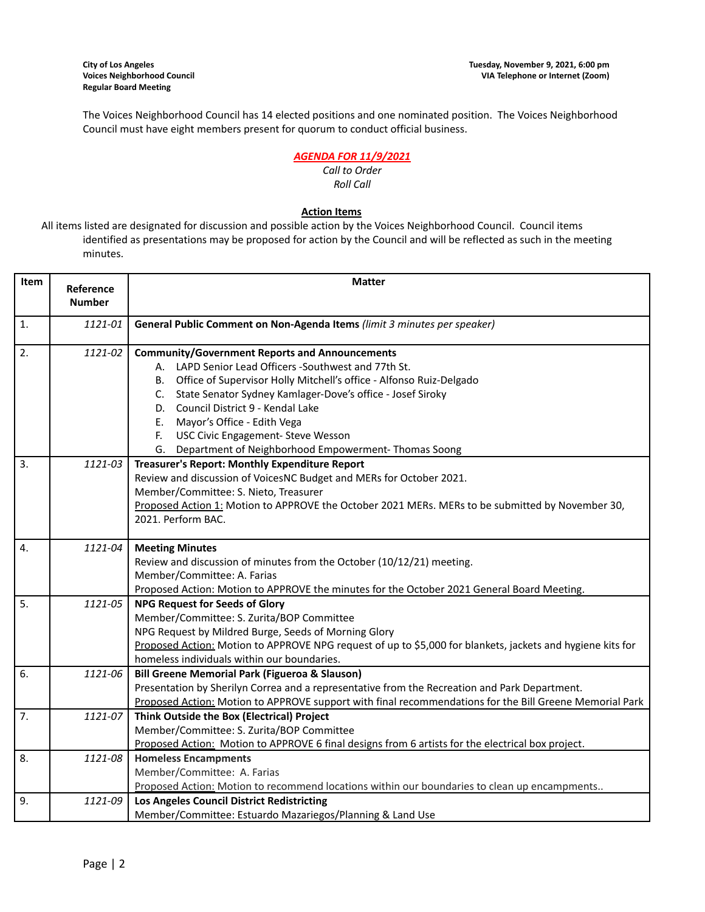**City of Los Angeles**
**Voices Neighborhood Council**
**Regular Board Meeting**

**Tuesday, November 9, 2021, 6:00 pm**
**VIA Telephone or Internet (Zoom)**

The Voices Neighborhood Council has 14 elected positions and one nominated position. The Voices Neighborhood Council must have eight members present for quorum to conduct official business.

***AGENDA FOR 11/9/2021***

*Call to Order*
*Roll Call*

**Action Items**

All items listed are designated for discussion and possible action by the Voices Neighborhood Council. Council items identified as presentations may be proposed for action by the Council and will be reflected as such in the meeting minutes.

| Item | Reference Number | Matter |
|---|---|---|
| 1. | *1121-01* | **General Public Comment on Non-Agenda Items** *(limit 3 minutes per speaker)* |
| 2. | *1121-02* | **Community/Government Reports and Announcements**<br>A. LAPD Senior Lead Officers -Southwest and 77th St.<br>B. Office of Supervisor Holly Mitchell's office - Alfonso Ruiz-Delgado<br>C. State Senator Sydney Kamlager-Dove's office - Josef Siroky<br>D. Council District 9 - Kendal Lake<br>E. Mayor's Office - Edith Vega<br>F. USC Civic Engagement- Steve Wesson<br>G. Department of Neighborhood Empowerment- Thomas Soong |
| 3. | *1121-03* | **Treasurer's Report: Monthly Expenditure Report**<br>Review and discussion of VoicesNC Budget and MERs for October 2021.<br>Member/Committee: S. Nieto, Treasurer<br>Proposed Action 1: Motion to APPROVE the October 2021 MERs. MERs to be submitted by November 30, 2021. Perform BAC. |
| 4. | *1121-04* | **Meeting Minutes**<br>Review and discussion of minutes from the October (10/12/21) meeting.<br>Member/Committee: A. Farias<br>Proposed Action: Motion to APPROVE the minutes for the October 2021 General Board Meeting. |
| 5. | *1121-05* | **NPG Request for Seeds of Glory**<br>Member/Committee: S. Zurita/BOP Committee<br>NPG Request by Mildred Burge, Seeds of Morning Glory<br>Proposed Action: Motion to APPROVE NPG request of up to $5,000 for blankets, jackets and hygiene kits for homeless individuals within our boundaries. |
| 6. | *1121-06* | **Bill Greene Memorial Park (Figueroa & Slauson)**<br>Presentation by Sherilyn Correa and a representative from the Recreation and Park Department.<br>Proposed Action: Motion to APPROVE support with final recommendations for the Bill Greene Memorial Park |
| 7. | *1121-07* | **Think Outside the Box (Electrical) Project**<br>Member/Committee: S. Zurita/BOP Committee<br>Proposed Action: Motion to APPROVE 6 final designs from 6 artists for the electrical box project. |
| 8. | *1121-08* | **Homeless Encampments**<br>Member/Committee: A. Farias<br>Proposed Action: Motion to recommend locations within our boundaries to clean up encampments.. |
| 9. | *1121-09* | **Los Angeles Council District Redistricting**<br>Member/Committee: Estuardo Mazariegos/Planning & Land Use |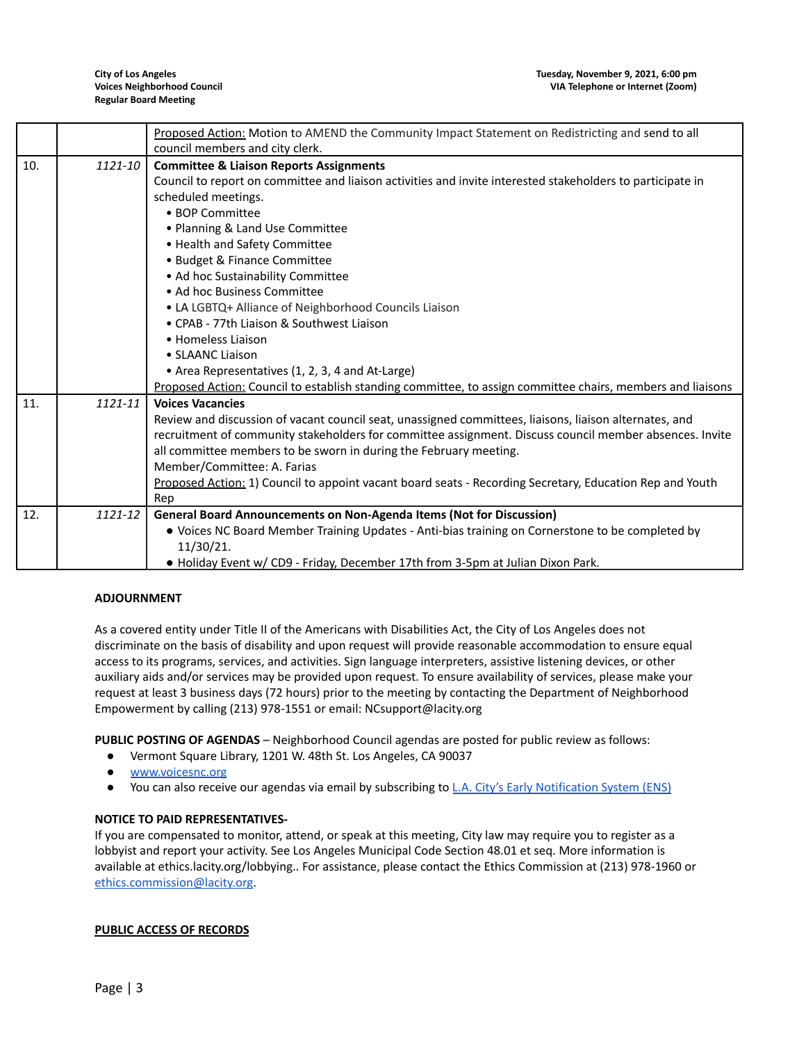| | | |
|---|---|---|
| | | Proposed Action: Motion to AMEND the Community Impact Statement on Redistricting and send to all council members and city clerk. |
| 10. | *1121-10* | **Committee & Liaison Reports Assignments**<br>Council to report on committee and liaison activities and invite interested stakeholders to participate in scheduled meetings.<br>• BOP Committee<br>• Planning & Land Use Committee<br>• Health and Safety Committee<br>• Budget & Finance Committee<br>• Ad hoc Sustainability Committee<br>• Ad hoc Business Committee<br>• LA LGBTQ+ Alliance of Neighborhood Councils Liaison<br>• CPAB - 77th Liaison & Southwest Liaison<br>• Homeless Liaison<br>• SLAANC Liaison<br>• Area Representatives (1, 2, 3, 4 and At-Large)<br>Proposed Action: Council to establish standing committee, to assign committee chairs, members and liaisons |
| 11. | *1121-11* | **Voices Vacancies**<br>Review and discussion of vacant council seat, unassigned committees, liaisons, liaison alternates, and recruitment of community stakeholders for committee assignment. Discuss council member absences. Invite all committee members to be sworn in during the February meeting.<br>Member/Committee: A. Farias<br>Proposed Action: 1) Council to appoint vacant board seats - Recording Secretary, Education Rep and Youth Rep |
| 12. | *1121-12* | **General Board Announcements on Non-Agenda Items (Not for Discussion)**<br>● Voices NC Board Member Training Updates - Anti-bias training on Cornerstone to be completed by 11/30/21.<br>● Holiday Event w/ CD9 - Friday, December 17th from 3-5pm at Julian Dixon Park. |

**ADJOURNMENT**

As a covered entity under Title II of the Americans with Disabilities Act, the City of Los Angeles does not discriminate on the basis of disability and upon request will provide reasonable accommodation to ensure equal access to its programs, services, and activities. Sign language interpreters, assistive listening devices, or other auxiliary aids and/or services may be provided upon request. To ensure availability of services, please make your request at least 3 business days (72 hours) prior to the meeting by contacting the Department of Neighborhood Empowerment by calling (213) 978-1551 or email: NCsupport@lacity.org

**PUBLIC POSTING OF AGENDAS** – Neighborhood Council agendas are posted for public review as follows:

- Vermont Square Library, 1201 W. 48th St. Los Angeles, CA 90037
- www.voicesnc.org
- You can also receive our agendas via email by subscribing to L.A. City's Early Notification System (ENS)

**NOTICE TO PAID REPRESENTATIVES-**

If you are compensated to monitor, attend, or speak at this meeting, City law may require you to register as a lobbyist and report your activity. See Los Angeles Municipal Code Section 48.01 et seq. More information is available at ethics.lacity.org/lobbying.. For assistance, please contact the Ethics Commission at (213) 978-1960 or ethics.commission@lacity.org.

**PUBLIC ACCESS OF RECORDS**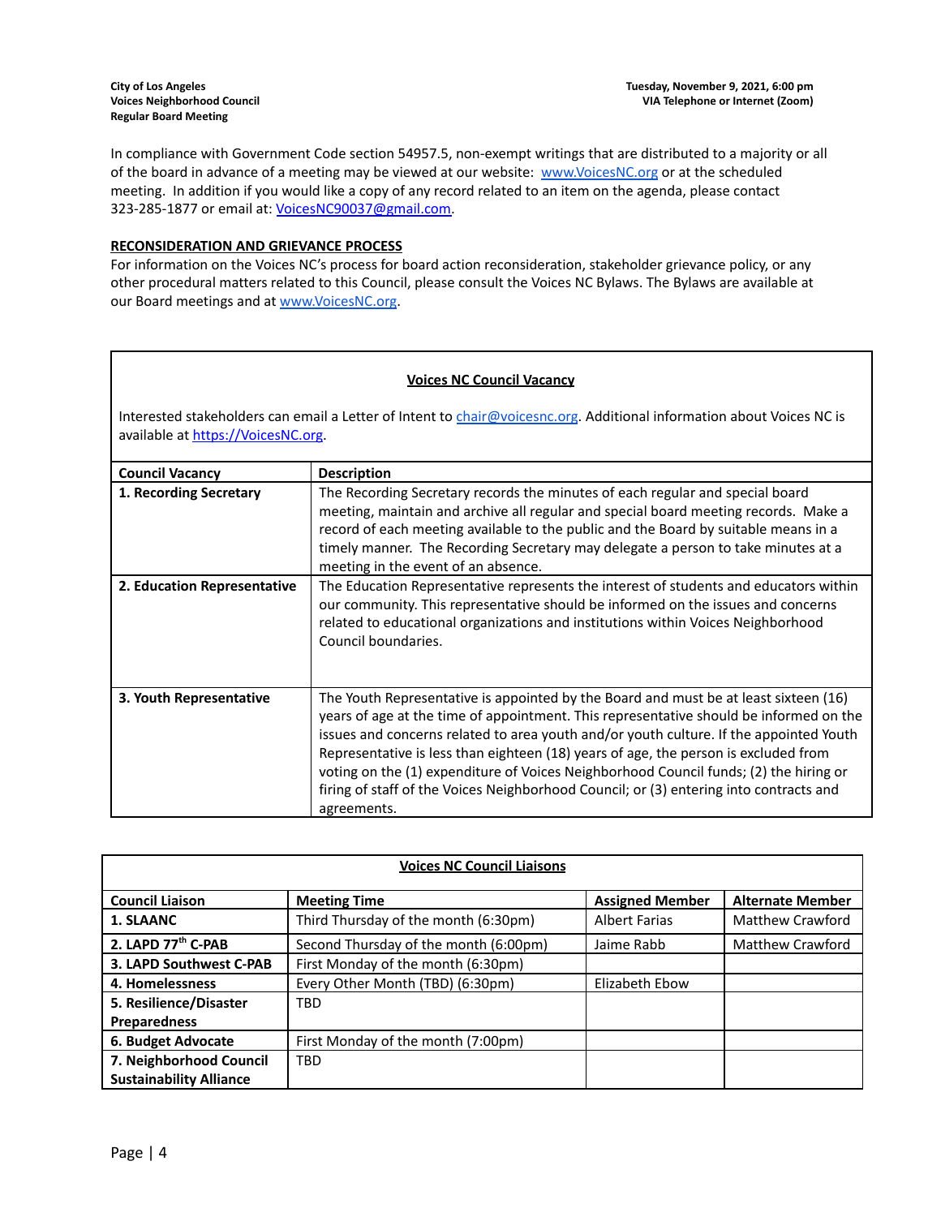In compliance with Government Code section 54957.5, non-exempt writings that are distributed to a majority or all of the board in advance of a meeting may be viewed at our website: [www.VoicesNC.org](http://www.VoicesNC.org) or at the scheduled meeting. In addition if you would like a copy of any record related to an item on the agenda, please contact 323-285-1877 or email at: [VoicesNC90037@gmail.com](mailto:VoicesNC90037@gmail.com).

**RECONSIDERATION AND GRIEVANCE PROCESS**

For information on the Voices NC's process for board action reconsideration, stakeholder grievance policy, or any other procedural matters related to this Council, please consult the Voices NC Bylaws. The Bylaws are available at our Board meetings and at [www.VoicesNC.org](http://www.VoicesNC.org).

**Voices NC Council Vacancy**

Interested stakeholders can email a Letter of Intent to [chair@voicesnc.org](mailto:chair@voicesnc.org). Additional information about Voices NC is available at [https://VoicesNC.org](https://VoicesNC.org).

| Council Vacancy | Description |
|---|---|
| **1. Recording Secretary** | The Recording Secretary records the minutes of each regular and special board meeting, maintain and archive all regular and special board meeting records. Make a record of each meeting available to the public and the Board by suitable means in a timely manner. The Recording Secretary may delegate a person to take minutes at a meeting in the event of an absence. |
| **2. Education Representative** | The Education Representative represents the interest of students and educators within our community. This representative should be informed on the issues and concerns related to educational organizations and institutions within Voices Neighborhood Council boundaries. |
| **3. Youth Representative** | The Youth Representative is appointed by the Board and must be at least sixteen (16) years of age at the time of appointment. This representative should be informed on the issues and concerns related to area youth and/or youth culture. If the appointed Youth Representative is less than eighteen (18) years of age, the person is excluded from voting on the (1) expenditure of Voices Neighborhood Council funds; (2) the hiring or firing of staff of the Voices Neighborhood Council; or (3) entering into contracts and agreements. |

**Voices NC Council Liaisons**

| Council Liaison | Meeting Time | Assigned Member | Alternate Member |
|---|---|---|---|
| **1. SLAANC** | Third Thursday of the month (6:30pm) | Albert Farias | Matthew Crawford |
| **2. LAPD 77th C-PAB** | Second Thursday of the month (6:00pm) | Jaime Rabb | Matthew Crawford |
| **3. LAPD Southwest C-PAB** | First Monday of the month (6:30pm) | | |
| **4. Homelessness** | Every Other Month (TBD) (6:30pm) | Elizabeth Ebow | |
| **5. Resilience/Disaster Preparedness** | TBD | | |
| **6. Budget Advocate** | First Monday of the month (7:00pm) | | |
| **7. Neighborhood Council Sustainability Alliance** | TBD | | |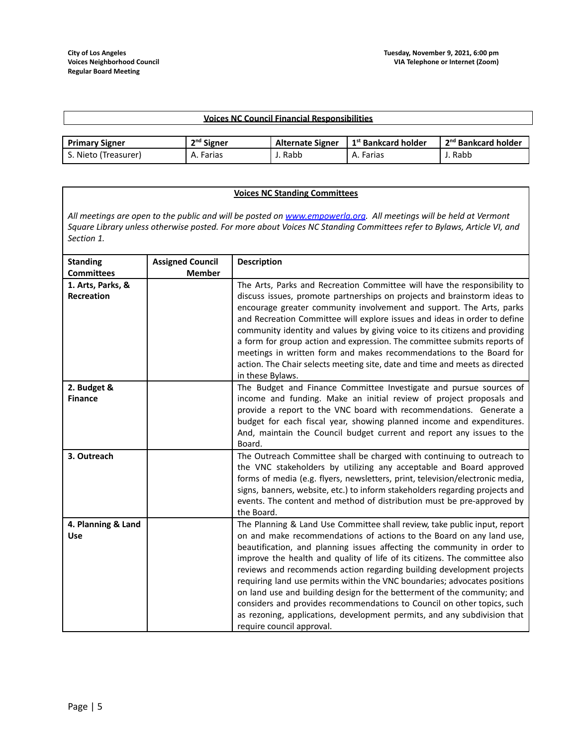## Voices NC Council Financial Responsibilities

| Primary Signer | 2nd Signer | Alternate Signer | 1st Bankcard holder | 2nd Bankcard holder |
|---|---|---|---|---|
| S. Nieto (Treasurer) | A. Farias | J. Rabb | A. Farias | J. Rabb |

## Voices NC Standing Committees

*All meetings are open to the public and will be posted on [www.empowerla.org](http://www.empowerla.org). All meetings will be held at Vermont Square Library unless otherwise posted. For more about Voices NC Standing Committees refer to Bylaws, Article VI, and Section 1.*

| Standing Committees | Assigned Council Member | Description |
|---|---|---|
| **1. Arts, Parks, & Recreation** | | The Arts, Parks and Recreation Committee will have the responsibility to discuss issues, promote partnerships on projects and brainstorm ideas to encourage greater community involvement and support. The Arts, parks and Recreation Committee will explore issues and ideas in order to define community identity and values by giving voice to its citizens and providing a form for group action and expression. The committee submits reports of meetings in written form and makes recommendations to the Board for action. The Chair selects meeting site, date and time and meets as directed in these Bylaws. |
| **2. Budget & Finance** | | The Budget and Finance Committee Investigate and pursue sources of income and funding. Make an initial review of project proposals and provide a report to the VNC board with recommendations. Generate a budget for each fiscal year, showing planned income and expenditures. And, maintain the Council budget current and report any issues to the Board. |
| **3. Outreach** | | The Outreach Committee shall be charged with continuing to outreach to the VNC stakeholders by utilizing any acceptable and Board approved forms of media (e.g. flyers, newsletters, print, television/electronic media, signs, banners, website, etc.) to inform stakeholders regarding projects and events. The content and method of distribution must be pre-approved by the Board. |
| **4. Planning & Land Use** | | The Planning & Land Use Committee shall review, take public input, report on and make recommendations of actions to the Board on any land use, beautification, and planning issues affecting the community in order to improve the health and quality of life of its citizens. The committee also reviews and recommends action regarding building development projects requiring land use permits within the VNC boundaries; advocates positions on land use and building design for the betterment of the community; and considers and provides recommendations to Council on other topics, such as rezoning, applications, development permits, and any subdivision that require council approval. |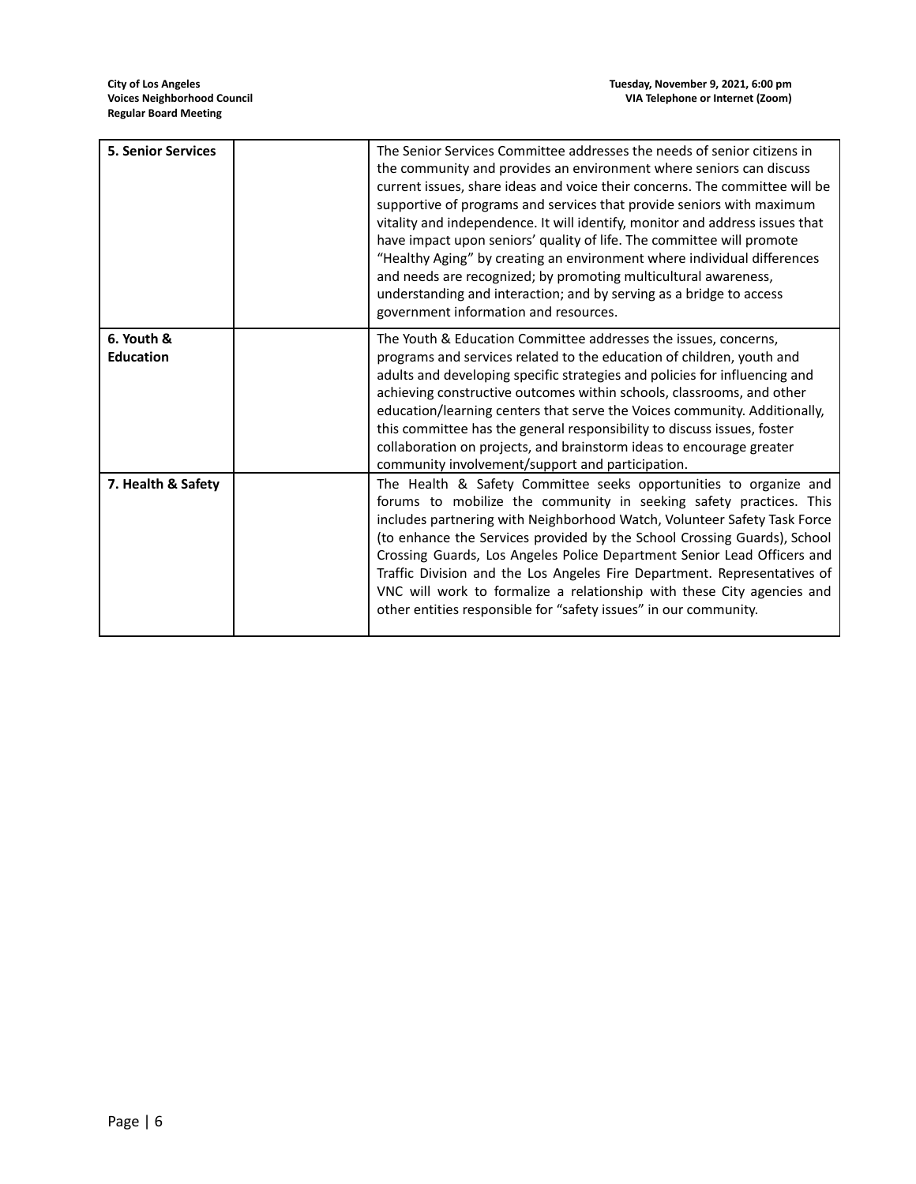| | | |
|---|---|---|
| **5. Senior Services** | | The Senior Services Committee addresses the needs of senior citizens in the community and provides an environment where seniors can discuss current issues, share ideas and voice their concerns. The committee will be supportive of programs and services that provide seniors with maximum vitality and independence. It will identify, monitor and address issues that have impact upon seniors' quality of life. The committee will promote "Healthy Aging" by creating an environment where individual differences and needs are recognized; by promoting multicultural awareness, understanding and interaction; and by serving as a bridge to access government information and resources. |
| **6. Youth & Education** | | The Youth & Education Committee addresses the issues, concerns, programs and services related to the education of children, youth and adults and developing specific strategies and policies for influencing and achieving constructive outcomes within schools, classrooms, and other education/learning centers that serve the Voices community. Additionally, this committee has the general responsibility to discuss issues, foster collaboration on projects, and brainstorm ideas to encourage greater community involvement/support and participation. |
| **7. Health & Safety** | | The Health & Safety Committee seeks opportunities to organize and forums to mobilize the community in seeking safety practices. This includes partnering with Neighborhood Watch, Volunteer Safety Task Force (to enhance the Services provided by the School Crossing Guards), School Crossing Guards, Los Angeles Police Department Senior Lead Officers and Traffic Division and the Los Angeles Fire Department. Representatives of VNC will work to formalize a relationship with these City agencies and other entities responsible for "safety issues" in our community. |